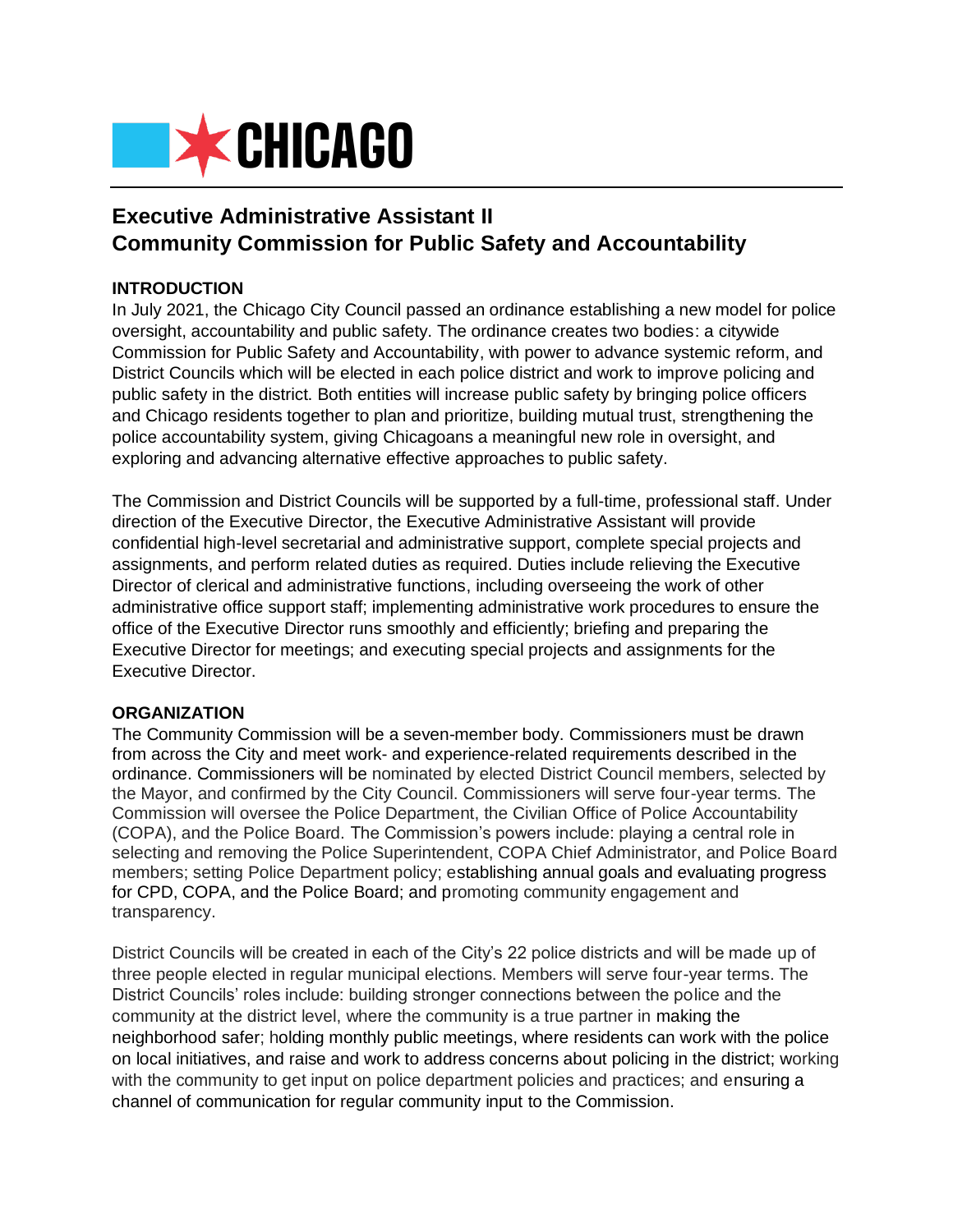# Executive Administrative Assistant II
# Community Commission for Public Safety and Accountability

## INTRODUCTION

In July 2021, the Chicago City Council passed an ordinance establishing a new model for police oversight, accountability and public safety. The ordinance creates two bodies: a citywide Commission for Public Safety and Accountability, with power to advance systemic reform, and District Councils which will be elected in each police district and work to improve policing and public safety in the district. Both entities will increase public safety by bringing police officers and Chicago residents together to plan and prioritize, building mutual trust, strengthening the police accountability system, giving Chicagoans a meaningful new role in oversight, and exploring and advancing alternative effective approaches to public safety.

The Commission and District Councils will be supported by a full-time, professional staff. Under direction of the Executive Director, the Executive Administrative Assistant will provide confidential high-level secretarial and administrative support, complete special projects and assignments, and perform related duties as required. Duties include relieving the Executive Director of clerical and administrative functions, including overseeing the work of other administrative office support staff; implementing administrative work procedures to ensure the office of the Executive Director runs smoothly and efficiently; briefing and preparing the Executive Director for meetings; and executing special projects and assignments for the Executive Director.

## ORGANIZATION

The Community Commission will be a seven-member body. Commissioners must be drawn from across the City and meet work- and experience-related requirements described in the ordinance. Commissioners will be nominated by elected District Council members, selected by the Mayor, and confirmed by the City Council. Commissioners will serve four-year terms. The Commission will oversee the Police Department, the Civilian Office of Police Accountability (COPA), and the Police Board. The Commission's powers include: playing a central role in selecting and removing the Police Superintendent, COPA Chief Administrator, and Police Board members; setting Police Department policy; establishing annual goals and evaluating progress for CPD, COPA, and the Police Board; and promoting community engagement and transparency.

District Councils will be created in each of the City's 22 police districts and will be made up of three people elected in regular municipal elections. Members will serve four-year terms. The District Councils' roles include: building stronger connections between the police and the community at the district level, where the community is a true partner in making the neighborhood safer; holding monthly public meetings, where residents can work with the police on local initiatives, and raise and work to address concerns about policing in the district; working with the community to get input on police department policies and practices; and ensuring a channel of communication for regular community input to the Commission.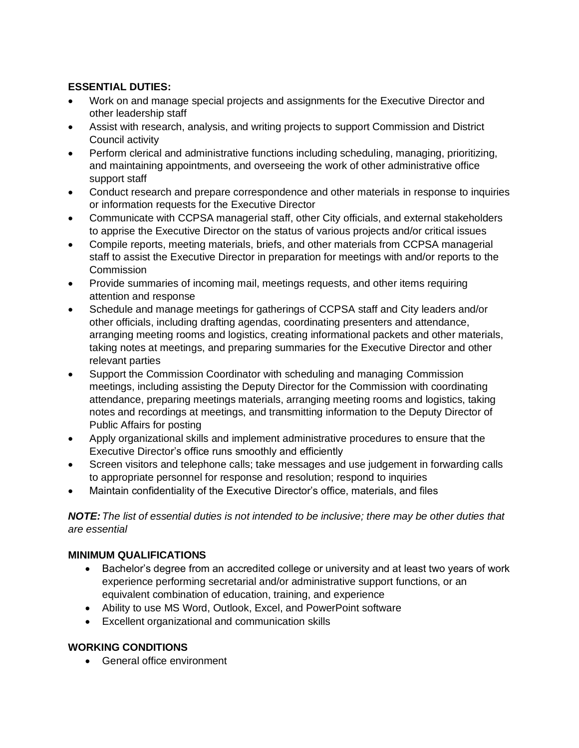**ESSENTIAL DUTIES:**

- Work on and manage special projects and assignments for the Executive Director and other leadership staff
- Assist with research, analysis, and writing projects to support Commission and District Council activity
- Perform clerical and administrative functions including scheduling, managing, prioritizing, and maintaining appointments, and overseeing the work of other administrative office support staff
- Conduct research and prepare correspondence and other materials in response to inquiries or information requests for the Executive Director
- Communicate with CCPSA managerial staff, other City officials, and external stakeholders to apprise the Executive Director on the status of various projects and/or critical issues
- Compile reports, meeting materials, briefs, and other materials from CCPSA managerial staff to assist the Executive Director in preparation for meetings with and/or reports to the Commission
- Provide summaries of incoming mail, meetings requests, and other items requiring attention and response
- Schedule and manage meetings for gatherings of CCPSA staff and City leaders and/or other officials, including drafting agendas, coordinating presenters and attendance, arranging meeting rooms and logistics, creating informational packets and other materials, taking notes at meetings, and preparing summaries for the Executive Director and other relevant parties
- Support the Commission Coordinator with scheduling and managing Commission meetings, including assisting the Deputy Director for the Commission with coordinating attendance, preparing meetings materials, arranging meeting rooms and logistics, taking notes and recordings at meetings, and transmitting information to the Deputy Director of Public Affairs for posting
- Apply organizational skills and implement administrative procedures to ensure that the Executive Director's office runs smoothly and efficiently
- Screen visitors and telephone calls; take messages and use judgement in forwarding calls to appropriate personnel for response and resolution; respond to inquiries
- Maintain confidentiality of the Executive Director's office, materials, and files

***NOTE:*** *The list of essential duties is not intended to be inclusive; there may be other duties that are essential*

**MINIMUM QUALIFICATIONS**

- Bachelor's degree from an accredited college or university and at least two years of work experience performing secretarial and/or administrative support functions, or an equivalent combination of education, training, and experience
- Ability to use MS Word, Outlook, Excel, and PowerPoint software
- Excellent organizational and communication skills

**WORKING CONDITIONS**

- General office environment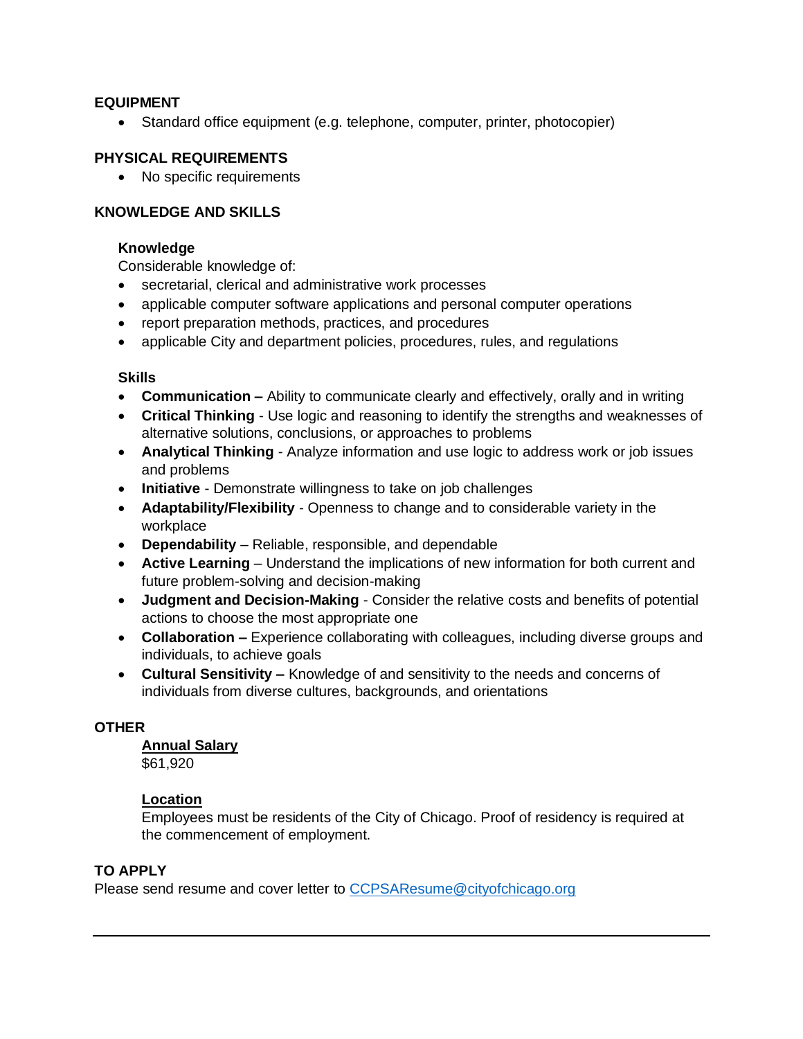## EQUIPMENT

- Standard office equipment (e.g. telephone, computer, printer, photocopier)

## PHYSICAL REQUIREMENTS

- No specific requirements

## KNOWLEDGE AND SKILLS

### Knowledge

Considerable knowledge of:

- secretarial, clerical and administrative work processes
- applicable computer software applications and personal computer operations
- report preparation methods, practices, and procedures
- applicable City and department policies, procedures, rules, and regulations

### Skills

- **Communication –** Ability to communicate clearly and effectively, orally and in writing
- **Critical Thinking** - Use logic and reasoning to identify the strengths and weaknesses of alternative solutions, conclusions, or approaches to problems
- **Analytical Thinking** - Analyze information and use logic to address work or job issues and problems
- **Initiative** - Demonstrate willingness to take on job challenges
- **Adaptability/Flexibility** - Openness to change and to considerable variety in the workplace
- **Dependability** – Reliable, responsible, and dependable
- **Active Learning** – Understand the implications of new information for both current and future problem-solving and decision-making
- **Judgment and Decision-Making** - Consider the relative costs and benefits of potential actions to choose the most appropriate one
- **Collaboration –** Experience collaborating with colleagues, including diverse groups and individuals, to achieve goals
- **Cultural Sensitivity –** Knowledge of and sensitivity to the needs and concerns of individuals from diverse cultures, backgrounds, and orientations

## OTHER

**Annual Salary**

$61,920

**Location**

Employees must be residents of the City of Chicago. Proof of residency is required at the commencement of employment.

## TO APPLY

Please send resume and cover letter to CCPSAResume@cityofchicago.org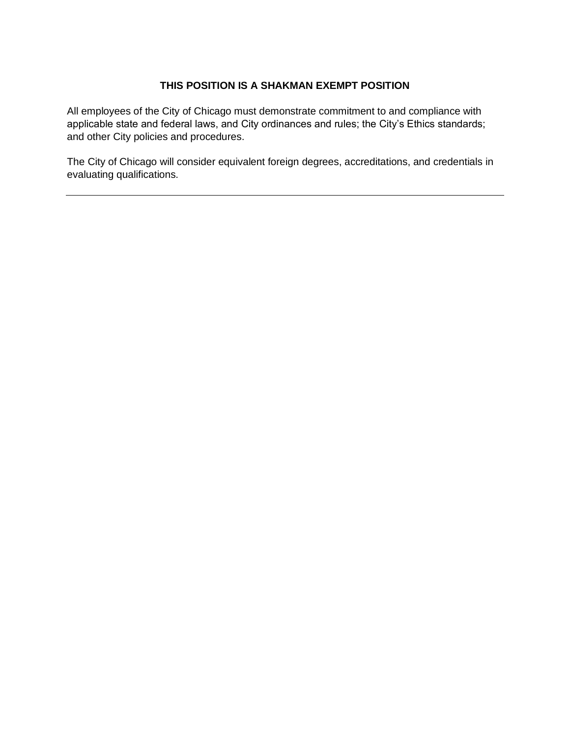**THIS POSITION IS A SHAKMAN EXEMPT POSITION**

All employees of the City of Chicago must demonstrate commitment to and compliance with applicable state and federal laws, and City ordinances and rules; the City's Ethics standards; and other City policies and procedures.

The City of Chicago will consider equivalent foreign degrees, accreditations, and credentials in evaluating qualifications.

---